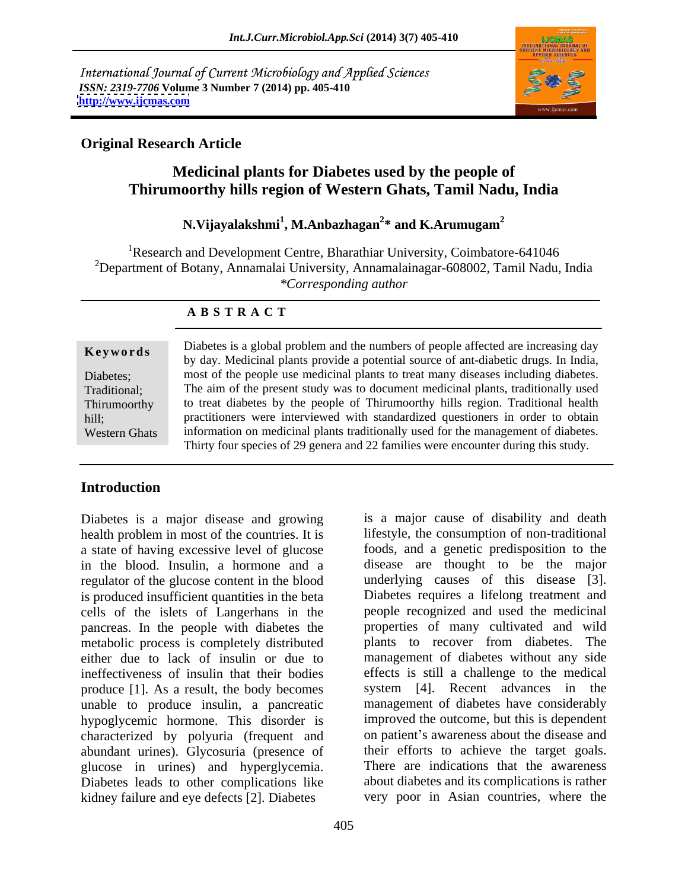International Journal of Current Microbiology and Applied Sciences
*ISSN: 2319-7706* **Volume 3 Number 7 (2014) pp. 405-410**
**http://www.ijcmas.com**

**Original Research Article**

# Medicinal plants for Diabetes used by the people of Thirumoorthy hills region of Western Ghats, Tamil Nadu, India

**N.Vijayalakshmi[1], M.Anbazhagan[2]* and K.Arumugam[2]**

[1]Research and Development Centre, Bharathiar University, Coimbatore-641046
[2]Department of Botany, Annamalai University, Annamalainagar-608002, Tamil Nadu, India
*\*Corresponding author*

## A B S T R A C T

**Keywords**

Diabetes; Traditional; Thirumoorthy hill; Western Ghats

Diabetes is a global problem and the numbers of people affected are increasing day by day. Medicinal plants provide a potential source of ant-diabetic drugs. In India, most of the people use medicinal plants to treat many diseases including diabetes. The aim of the present study was to document medicinal plants, traditionally used to treat diabetes by the people of Thirumoorthy hills region. Traditional health practitioners were interviewed with standardized questioners in order to obtain information on medicinal plants traditionally used for the management of diabetes. Thirty four species of 29 genera and 22 families were encounter during this study.

## Introduction

Diabetes is a major disease and growing health problem in most of the countries. It is a state of having excessive level of glucose in the blood. Insulin, a hormone and a regulator of the glucose content in the blood is produced insufficient quantities in the beta cells of the islets of Langerhans in the pancreas. In the people with diabetes the metabolic process is completely distributed either due to lack of insulin or due to ineffectiveness of insulin that their bodies produce [1]. As a result, the body becomes unable to produce insulin, a pancreatic hypoglycemic hormone. This disorder is characterized by polyuria (frequent and abundant urines). Glycosuria (presence of glucose in urines) and hyperglycemia. Diabetes leads to other complications like kidney failure and eye defects [2]. Diabetes is a major cause of disability and death lifestyle, the consumption of non-traditional foods, and a genetic predisposition to the disease are thought to be the major underlying causes of this disease [3]. Diabetes requires a lifelong treatment and people recognized and used the medicinal properties of many cultivated and wild plants to recover from diabetes. The management of diabetes without any side effects is still a challenge to the medical system [4]. Recent advances in the management of diabetes have considerably improved the outcome, but this is dependent on patient's awareness about the disease and their efforts to achieve the target goals. There are indications that the awareness about diabetes and its complications is rather very poor in Asian countries, where the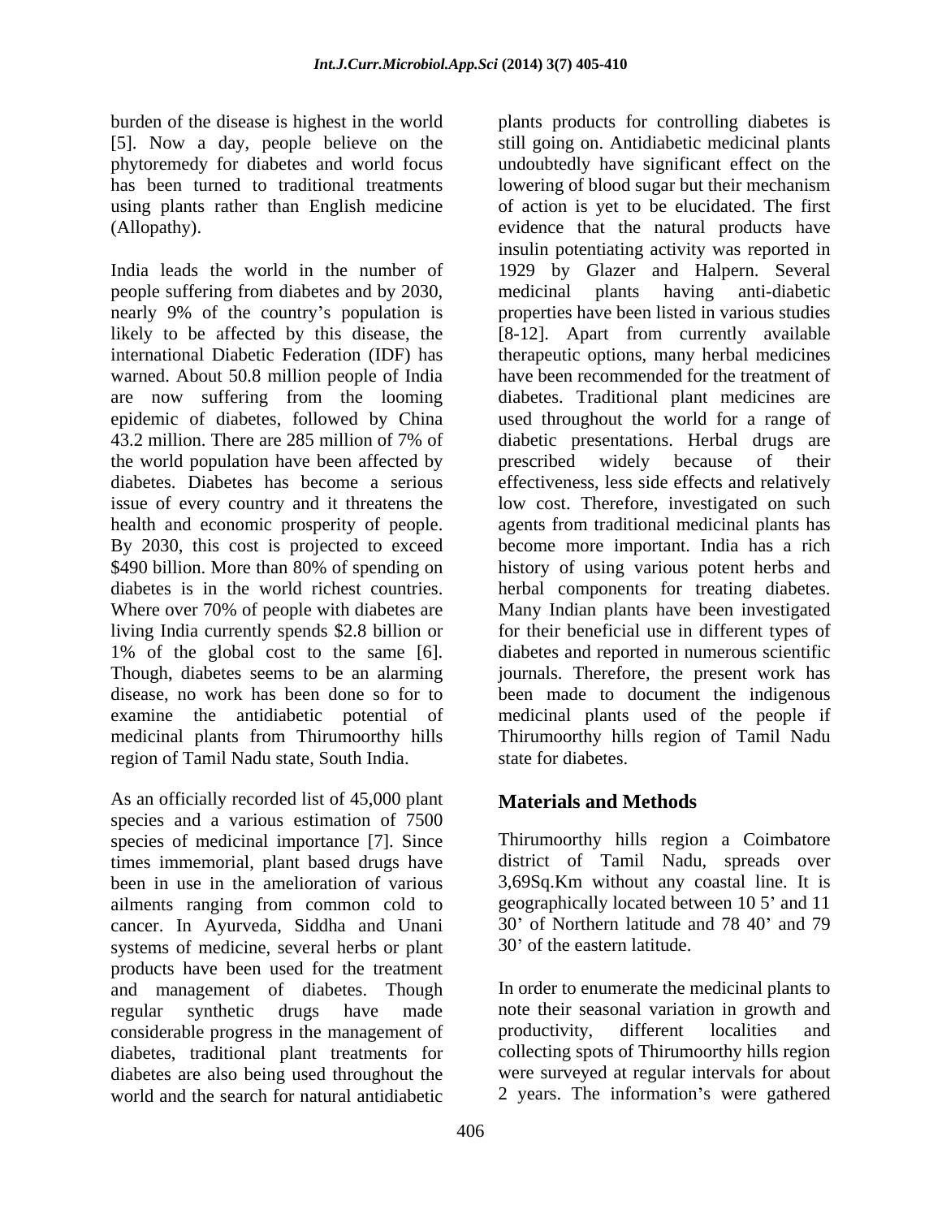burden of the disease is highest in the world [5]. Now a day, people believe on the phytoremedy for diabetes and world focus has been turned to traditional treatments using plants rather than English medicine (Allopathy).

India leads the world in the number of people suffering from diabetes and by 2030, nearly 9% of the country's population is likely to be affected by this disease, the international Diabetic Federation (IDF) has warned. About 50.8 million people of India are now suffering from the looming epidemic of diabetes, followed by China 43.2 million. There are 285 million of 7% of the world population have been affected by diabetes. Diabetes has become a serious issue of every country and it threatens the health and economic prosperity of people. By 2030, this cost is projected to exceed $490 billion. More than 80% of spending on diabetes is in the world richest countries. Where over 70% of people with diabetes are living India currently spends $2.8 billion or 1% of the global cost to the same [6]. Though, diabetes seems to be an alarming disease, no work has been done so for to examine the antidiabetic potential of medicinal plants from Thirumoorthy hills region of Tamil Nadu state, South India.

As an officially recorded list of 45,000 plant species and a various estimation of 7500 species of medicinal importance [7]. Since times immemorial, plant based drugs have been in use in the amelioration of various ailments ranging from common cold to cancer. In Ayurveda, Siddha and Unani systems of medicine, several herbs or plant products have been used for the treatment and management of diabetes. Though regular synthetic drugs have made considerable progress in the management of diabetes, traditional plant treatments for diabetes are also being used throughout the world and the search for natural antidiabetic plants products for controlling diabetes is still going on. Antidiabetic medicinal plants undoubtedly have significant effect on the lowering of blood sugar but their mechanism of action is yet to be elucidated. The first evidence that the natural products have insulin potentiating activity was reported in 1929 by Glazer and Halpern. Several medicinal plants having anti-diabetic properties have been listed in various studies [8-12]. Apart from currently available therapeutic options, many herbal medicines have been recommended for the treatment of diabetes. Traditional plant medicines are used throughout the world for a range of diabetic presentations. Herbal drugs are prescribed widely because of their effectiveness, less side effects and relatively low cost. Therefore, investigated on such agents from traditional medicinal plants has become more important. India has a rich history of using various potent herbs and herbal components for treating diabetes. Many Indian plants have been investigated for their beneficial use in different types of diabetes and reported in numerous scientific journals. Therefore, the present work has been made to document the indigenous medicinal plants used of the people if Thirumoorthy hills region of Tamil Nadu state for diabetes.

## Materials and Methods

Thirumoorthy hills region a Coimbatore district of Tamil Nadu, spreads over 3,69Sq.Km without any coastal line. It is geographically located between 10 5' and 11 30' of Northern latitude and 78 40' and 79 30' of the eastern latitude.

In order to enumerate the medicinal plants to note their seasonal variation in growth and productivity, different localities and collecting spots of Thirumoorthy hills region were surveyed at regular intervals for about 2 years. The information's were gathered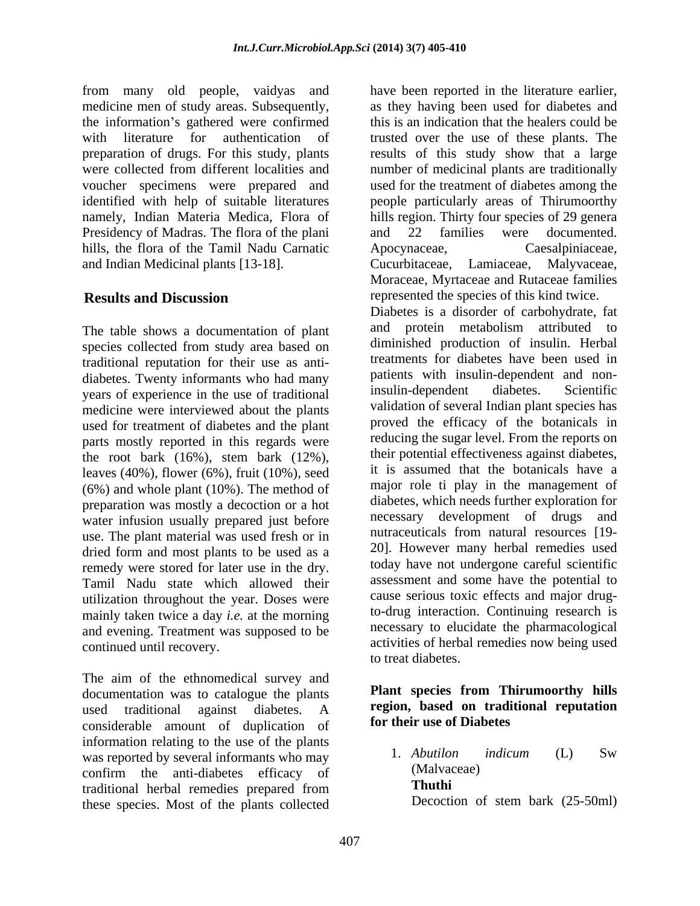from many old people, vaidyas and medicine men of study areas. Subsequently, the information's gathered were confirmed with literature for authentication of preparation of drugs. For this study, plants were collected from different localities and voucher specimens were prepared and identified with help of suitable literatures namely, Indian Materia Medica, Flora of Presidency of Madras. The flora of the plani hills, the flora of the Tamil Nadu Carnatic and Indian Medicinal plants [13-18].

## Results and Discussion

The table shows a documentation of plant species collected from study area based on traditional reputation for their use as anti-diabetes. Twenty informants who had many years of experience in the use of traditional medicine were interviewed about the plants used for treatment of diabetes and the plant parts mostly reported in this regards were the root bark (16%), stem bark (12%), leaves (40%), flower (6%), fruit (10%), seed (6%) and whole plant (10%). The method of preparation was mostly a decoction or a hot water infusion usually prepared just before use. The plant material was used fresh or in dried form and most plants to be used as a remedy were stored for later use in the dry. Tamil Nadu state which allowed their utilization throughout the year. Doses were mainly taken twice a day *i.e.* at the morning and evening. Treatment was supposed to be continued until recovery.

The aim of the ethnomedical survey and documentation was to catalogue the plants used traditional against diabetes. A considerable amount of duplication of information relating to the use of the plants was reported by several informants who may confirm the anti-diabetes efficacy of traditional herbal remedies prepared from these species. Most of the plants collected have been reported in the literature earlier, as they having been used for diabetes and this is an indication that the healers could be trusted over the use of these plants. The results of this study show that a large number of medicinal plants are traditionally used for the treatment of diabetes among the people particularly areas of Thirumoorthy hills region. Thirty four species of 29 genera and 22 families were documented. Apocynaceae, Caesalpiniaceae, Cucurbitaceae, Lamiaceae, Malyvaceae, Moraceae, Myrtaceae and Rutaceae families represented the species of this kind twice.

Diabetes is a disorder of carbohydrate, fat and protein metabolism attributed to diminished production of insulin. Herbal treatments for diabetes have been used in patients with insulin-dependent and non-insulin-dependent diabetes. Scientific validation of several Indian plant species has proved the efficacy of the botanicals in reducing the sugar level. From the reports on their potential effectiveness against diabetes, it is assumed that the botanicals have a major role ti play in the management of diabetes, which needs further exploration for necessary development of drugs and nutraceuticals from natural resources [19-20]. However many herbal remedies used today have not undergone careful scientific assessment and some have the potential to cause serious toxic effects and major drug-to-drug interaction. Continuing research is necessary to elucidate the pharmacological activities of herbal remedies now being used to treat diabetes.

### Plant species from Thirumoorthy hills region, based on traditional reputation for their use of Diabetes

1. *Abutilon indicum* (L) Sw (Malvaceae)
   **Thuthi**
   Decoction of stem bark (25-50ml)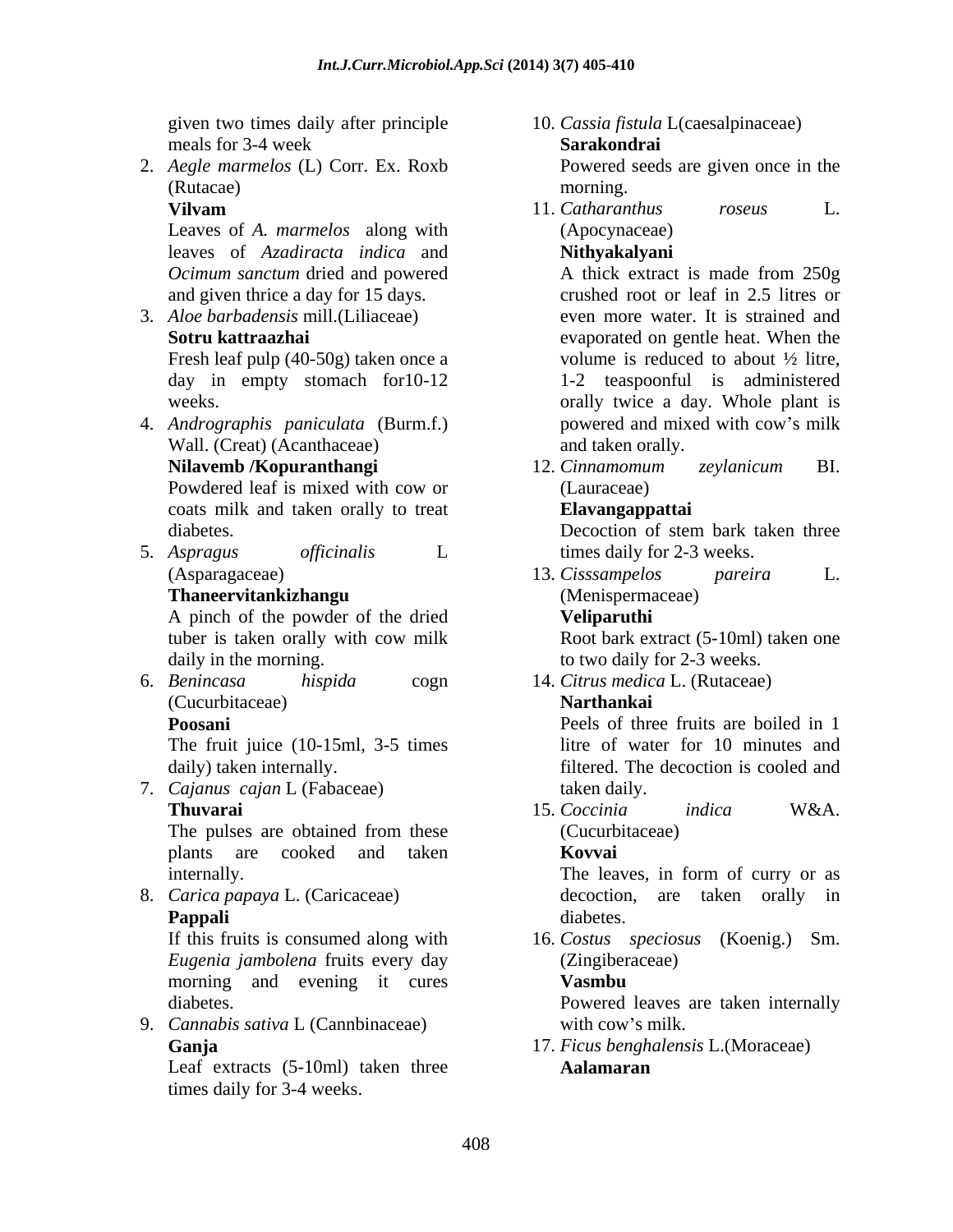given two times daily after principle meals for 3-4 week

2. *Aegle marmelos* (L) Corr. Ex. Roxb (Rutacae)
   **Vilvam**
   Leaves of *A. marmelos* along with leaves of *Azadiracta indica* and *Ocimum sanctum* dried and powered and given thrice a day for 15 days.

3. *Aloe barbadensis* mill.(Liliaceae)
   **Sotru kattraazhai**
   Fresh leaf pulp (40-50g) taken once a day in empty stomach for10-12 weeks.

4. *Andrographis paniculata* (Burm.f.) Wall. (Creat) (Acanthaceae)
   **Nilavemb /Kopuranthangi**
   Powdered leaf is mixed with cow or coats milk and taken orally to treat diabetes.

5. *Aspragus officinalis* L (Asparagaceae)
   **Thaneervitankizhangu**
   A pinch of the powder of the dried tuber is taken orally with cow milk daily in the morning.

6. *Benincasa hispida* cogn (Cucurbitaceae)
   **Poosani**
   The fruit juice (10-15ml, 3-5 times daily) taken internally.

7. *Cajanus cajan* L (Fabaceae)
   **Thuvarai**
   The pulses are obtained from these plants are cooked and taken internally.

8. *Carica papaya* L. (Caricaceae)
   **Pappali**
   If this fruits is consumed along with *Eugenia jambolena* fruits every day morning and evening it cures diabetes.

9. *Cannabis sativa* L (Cannbinaceae)
   **Ganja**
   Leaf extracts (5-10ml) taken three times daily for 3-4 weeks.

10. *Cassia fistula* L(caesalpinaceae)
    **Sarakondrai**
    Powered seeds are given once in the morning.

11. *Catharanthus roseus* L. (Apocynaceae)
    **Nithyakalyani**
    A thick extract is made from 250g crushed root or leaf in 2.5 litres or even more water. It is strained and evaporated on gentle heat. When the volume is reduced to about ½ litre, 1-2 teaspoonful is administered orally twice a day. Whole plant is powered and mixed with cow's milk and taken orally.

12. *Cinnamomum zeylanicum* BI. (Lauraceae)
    **Elavangappattai**
    Decoction of stem bark taken three times daily for 2-3 weeks.

13. *Cisssampelos pareira* L. (Menispermaceae)
    **Veliparuthi**
    Root bark extract (5-10ml) taken one to two daily for 2-3 weeks.

14. *Citrus medica* L. (Rutaceae)
    **Narthankai**
    Peels of three fruits are boiled in 1 litre of water for 10 minutes and filtered. The decoction is cooled and taken daily.

15. *Coccinia indica* W&A. (Cucurbitaceae)
    **Kovvai**
    The leaves, in form of curry or as decoction, are taken orally in diabetes.

16. *Costus speciosus* (Koenig.) Sm. (Zingiberaceae)
    **Vasmbu**
    Powered leaves are taken internally with cow's milk.

17. *Ficus benghalensis* L.(Moraceae)
    **Aalamaran**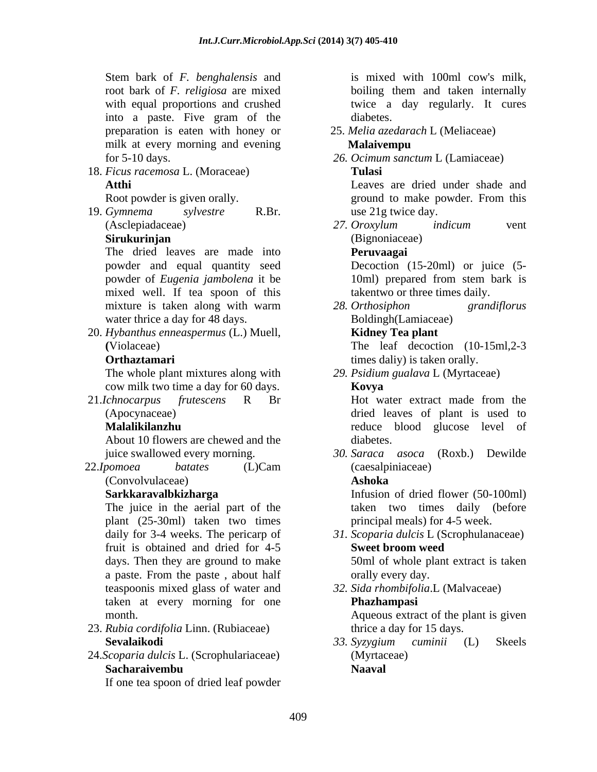Stem bark of *F. benghalensis* and root bark of *F. religiosa* are mixed with equal proportions and crushed into a paste. Five gram of the preparation is eaten with honey or milk at every morning and evening for 5-10 days.

18. *Ficus racemosa* L. (Moraceae)
    **Atthi**
    Root powder is given orally.

19. *Gymnema sylvestre* R.Br. (Asclepiadaceae)
    **Sirukurinjan**
    The dried leaves are made into powder and equal quantity seed powder of *Eugenia jambolena* it be mixed well. If tea spoon of this mixture is taken along with warm water thrice a day for 48 days.

20. *Hybanthus enneaspermus* (L.) Muell, (Violaceae)
    **Orthaztamari**
    The whole plant mixtures along with cow milk two time a day for 60 days.

21. *Ichnocarpus frutescens* R Br (Apocynaceae)
    **Malalikilanzhu**
    About 10 flowers are chewed and the juice swallowed every morning.

22. *Ipomoea batates* (L)Cam (Convolvulaceae)
    **Sarkkaravalbkizharga**
    The juice in the aerial part of the plant (25-30ml) taken two times daily for 3-4 weeks. The pericarp of fruit is obtained and dried for 4-5 days. Then they are ground to make a paste. From the paste , about half teaspoonis mixed glass of water and taken at every morning for one month.

23. *Rubia cordifolia* Linn. (Rubiaceae)
    **Sevalaikodi**

24. *Scoparia dulcis* L. (Scrophulariaceae)
    **Sacharaivembu**
    If one tea spoon of dried leaf powder is mixed with 100ml cow's milk, boiling them and taken internally twice a day regularly. It cures diabetes.

25. *Melia azedarach* L (Meliaceae)
    **Malaivempu**

26. *Ocimum sanctum* L (Lamiaceae)
    **Tulasi**
    Leaves are dried under shade and ground to make powder. From this use 21g twice day.

27. *Oroxylum indicum* vent (Bignoniaceae)
    **Peruvaagai**
    Decoction (15-20ml) or juice (5-10ml) prepared from stem bark is takentwo or three times daily.

28. *Orthosiphon grandiflorus* Boldingh(Lamiaceae)
    **Kidney Tea plant**
    The leaf decoction (10-15ml,2-3 times daliy) is taken orally.

29. *Psidium gualava* L (Myrtaceae)
    **Kovya**
    Hot water extract made from the dried leaves of plant is used to reduce blood glucose level of diabetes.

30. *Saraca asoca* (Roxb.) Dewilde (caesalpiniaceae)
    **Ashoka**
    Infusion of dried flower (50-100ml) taken two times daily (before principal meals) for 4-5 week.

31. *Scoparia dulcis* L (Scrophulanaceae)
    **Sweet broom weed**
    50ml of whole plant extract is taken orally every day.

32. *Sida rhombifolia*.L (Malvaceae)
    **Phazhampasi**
    Aqueous extract of the plant is given thrice a day for 15 days.

33. *Syzygium cuminii* (L) Skeels (Myrtaceae)
    **Naaval**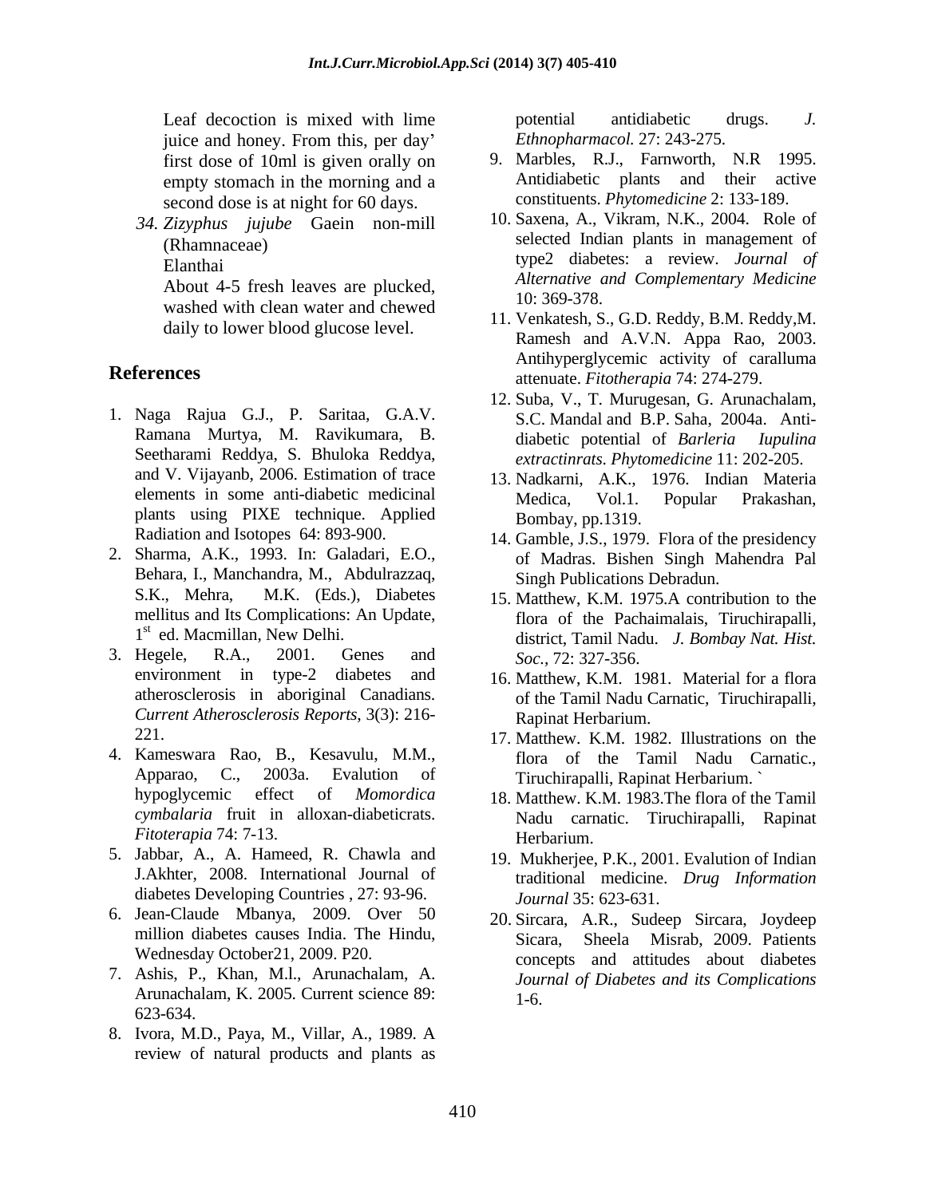Leaf decoction is mixed with lime juice and honey. From this, per day' first dose of 10ml is given orally on empty stomach in the morning and a second dose is at night for 60 days.

34. *Zizyphus jujube* Gaein non-mill (Rhamnaceae)
    Elanthai
    About 4-5 fresh leaves are plucked, washed with clean water and chewed daily to lower blood glucose level.

## References

1. Naga Rajua G.J., P. Saritaa, G.A.V. Ramana Murtya, M. Ravikumara, B. Seetharami Reddya, S. Bhuloka Reddya, and V. Vijayanb, 2006. Estimation of trace elements in some anti-diabetic medicinal plants using PIXE technique. Applied Radiation and Isotopes 64: 893-900.
2. Sharma, A.K., 1993. In: Galadari, E.O., Behara, I., Manchandra, M., Abdulrazzaq, S.K., Mehra, M.K. (Eds.), Diabetes mellitus and Its Complications: An Update, 1st ed. Macmillan, New Delhi.
3. Hegele, R.A., 2001. Genes and environment in type-2 diabetes and atherosclerosis in aboriginal Canadians. *Current Atherosclerosis Reports*, 3(3): 216-221.
4. Kameswara Rao, B., Kesavulu, M.M., Apparao, C., 2003a. Evalution of hypoglycemic effect of *Momordica cymbalaria* fruit in alloxan-diabeticrats. *Fitoterapia* 74: 7-13.
5. Jabbar, A., A. Hameed, R. Chawla and J.Akhter, 2008. International Journal of diabetes Developing Countries , 27: 93-96.
6. Jean-Claude Mbanya, 2009. Over 50 million diabetes causes India. The Hindu, Wednesday October21, 2009. P20.
7. Ashis, P., Khan, M.l., Arunachalam, A. Arunachalam, K. 2005. Current science 89: 623-634.
8. Ivora, M.D., Paya, M., Villar, A., 1989. A review of natural products and plants as potential antidiabetic drugs. *J. Ethnopharmacol.* 27: 243-275.
9. Marbles, R.J., Farnworth, N.R 1995. Antidiabetic plants and their active constituents. *Phytomedicine* 2: 133-189.
10. Saxena, A., Vikram, N.K., 2004. Role of selected Indian plants in management of type2 diabetes: a review. *Journal of Alternative and Complementary Medicine* 10: 369-378.
11. Venkatesh, S., G.D. Reddy, B.M. Reddy,M. Ramesh and A.V.N. Appa Rao, 2003. Antihyperglycemic activity of caralluma attenuate. *Fitotherapia* 74: 274-279.
12. Suba, V., T. Murugesan, G. Arunachalam, S.C. Mandal and B.P. Saha, 2004a. Anti-diabetic potential of *Barleria Iupulina extractinrats. Phytomedicine* 11: 202-205.
13. Nadkarni, A.K., 1976. Indian Materia Medica, Vol.1. Popular Prakashan, Bombay, pp.1319.
14. Gamble, J.S., 1979. Flora of the presidency of Madras. Bishen Singh Mahendra Pal Singh Publications Debradun.
15. Matthew, K.M. 1975.A contribution to the flora of the Pachaimalais, Tiruchirapalli, district, Tamil Nadu. *J. Bombay Nat. Hist. Soc.*, 72: 327-356.
16. Matthew, K.M. 1981. Material for a flora of the Tamil Nadu Carnatic, Tiruchirapalli, Rapinat Herbarium.
17. Matthew. K.M. 1982. Illustrations on the flora of the Tamil Nadu Carnatic., Tiruchirapalli, Rapinat Herbarium. `
18. Matthew. K.M. 1983.The flora of the Tamil Nadu carnatic. Tiruchirapalli, Rapinat Herbarium.
19. Mukherjee, P.K., 2001. Evalution of Indian traditional medicine. *Drug Information Journal* 35: 623-631.
20. Sircara, A.R., Sudeep Sircara, Joydeep Sicara, Sheela Misrab, 2009. Patients concepts and attitudes about diabetes *Journal of Diabetes and its Complications* 1-6.